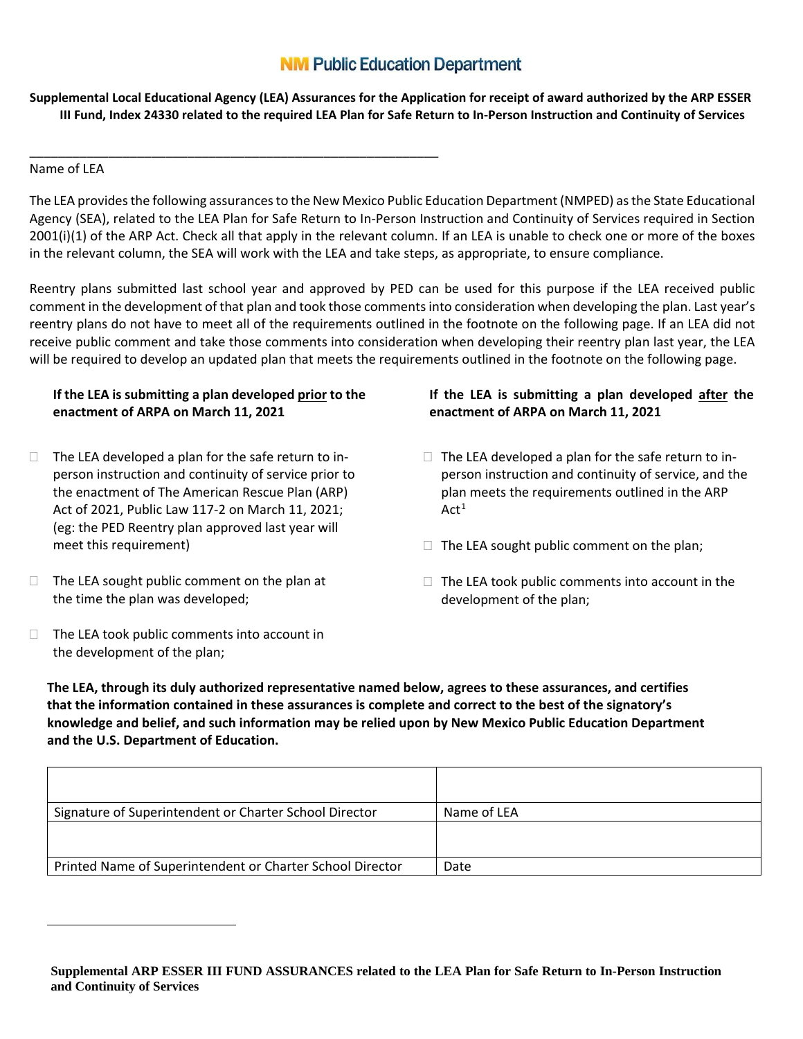**NM Public Education Department**

**Supplemental Local Educational Agency (LEA) Assurances for the Application for receipt of award authorized by the ARP ESSER III Fund, Index 24330 related to the required LEA Plan for Safe Return to In-Person Instruction and Continuity of Services**

\_\_\_\_\_\_\_\_\_\_\_\_\_\_\_\_\_\_\_\_\_\_\_\_\_\_\_\_\_\_\_\_\_\_\_\_\_\_\_\_\_\_\_\_\_\_\_\_\_\_\_\_\_\_\_\_\_\_

Name of LEA

The LEA provides the following assurances to the New Mexico Public Education Department (NMPED) as the State Educational Agency (SEA), related to the LEA Plan for Safe Return to In-Person Instruction and Continuity of Services required in Section 2001(i)(1) of the ARP Act. Check all that apply in the relevant column. If an LEA is unable to check one or more of the boxes in the relevant column, the SEA will work with the LEA and take steps, as appropriate, to ensure compliance.

Reentry plans submitted last school year and approved by PED can be used for this purpose if the LEA received public comment in the development of that plan and took those comments into consideration when developing the plan. Last year's reentry plans do not have to meet all of the requirements outlined in the footnote on the following page. If an LEA did not receive public comment and take those comments into consideration when developing their reentry plan last year, the LEA will be required to develop an updated plan that meets the requirements outlined in the footnote on the following page.

**If the LEA is submitting a plan developed prior to the enactment of ARPA on March 11, 2021**

- ☐ The LEA developed a plan for the safe return to in-person instruction and continuity of service prior to the enactment of The American Rescue Plan (ARP) Act of 2021, Public Law 117-2 on March 11, 2021; (eg: the PED Reentry plan approved last year will meet this requirement)
- ☐ The LEA sought public comment on the plan at the time the plan was developed;
- ☐ The LEA took public comments into account in the development of the plan;

**If the LEA is submitting a plan developed after the enactment of ARPA on March 11, 2021**

- ☐ The LEA developed a plan for the safe return to in-person instruction and continuity of service, and the plan meets the requirements outlined in the ARP Act[1]
- ☐ The LEA sought public comment on the plan;
- ☐ The LEA took public comments into account in the development of the plan;

**The LEA, through its duly authorized representative named below, agrees to these assurances, and certifies that the information contained in these assurances is complete and correct to the best of the signatory's knowledge and belief, and such information may be relied upon by New Mexico Public Education Department and the U.S. Department of Education.**

| | |
|---|---|
| | |
| Signature of Superintendent or Charter School Director | Name of LEA |
| | |
| Printed Name of Superintendent or Charter School Director | Date |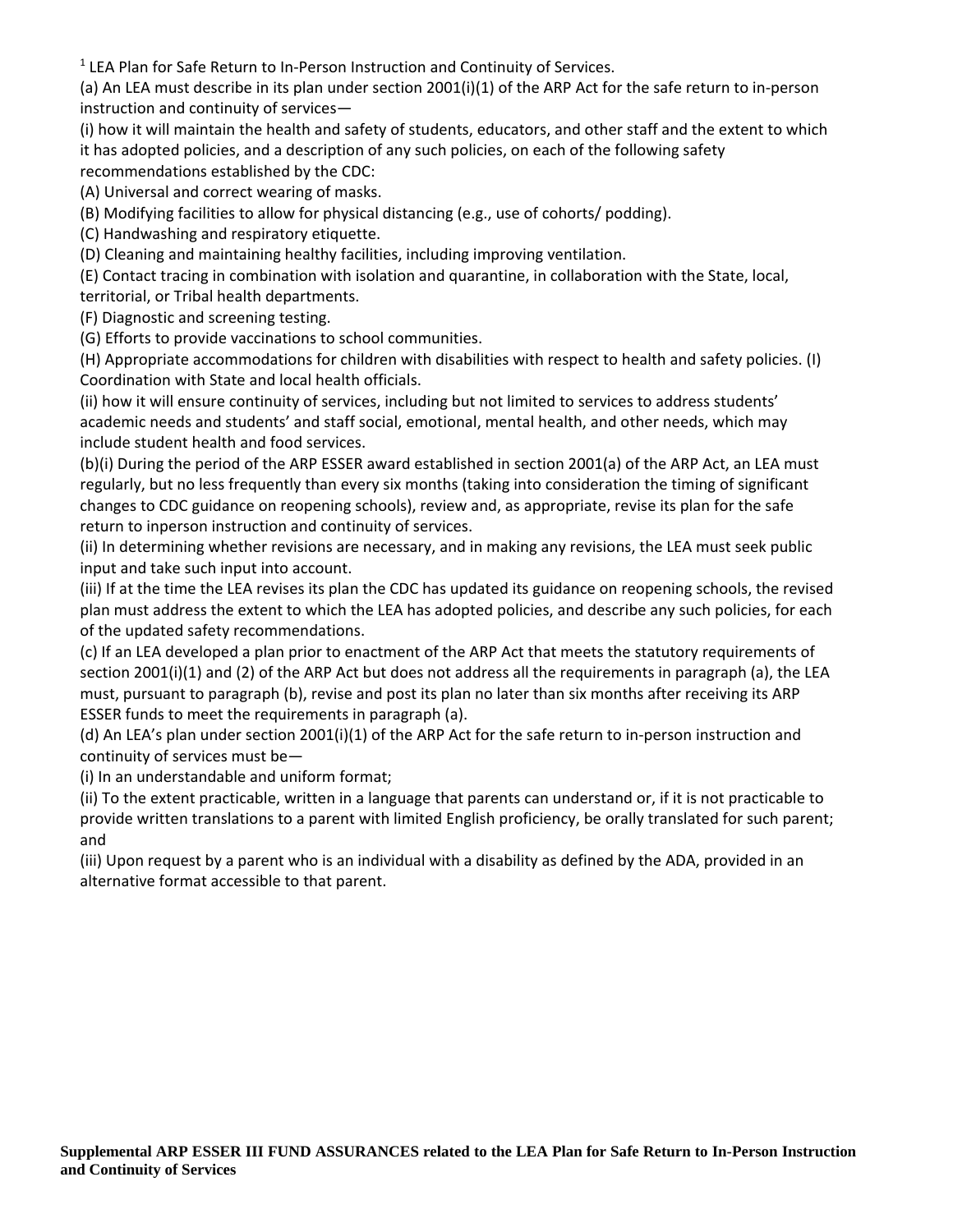[1] LEA Plan for Safe Return to In-Person Instruction and Continuity of Services.

(a) An LEA must describe in its plan under section 2001(i)(1) of the ARP Act for the safe return to in-person instruction and continuity of services—

(i) how it will maintain the health and safety of students, educators, and other staff and the extent to which it has adopted policies, and a description of any such policies, on each of the following safety recommendations established by the CDC:

(A) Universal and correct wearing of masks.

(B) Modifying facilities to allow for physical distancing (e.g., use of cohorts/ podding).

(C) Handwashing and respiratory etiquette.

(D) Cleaning and maintaining healthy facilities, including improving ventilation.

(E) Contact tracing in combination with isolation and quarantine, in collaboration with the State, local, territorial, or Tribal health departments.

(F) Diagnostic and screening testing.

(G) Efforts to provide vaccinations to school communities.

(H) Appropriate accommodations for children with disabilities with respect to health and safety policies. (I) Coordination with State and local health officials.

(ii) how it will ensure continuity of services, including but not limited to services to address students' academic needs and students' and staff social, emotional, mental health, and other needs, which may include student health and food services.

(b)(i) During the period of the ARP ESSER award established in section 2001(a) of the ARP Act, an LEA must regularly, but no less frequently than every six months (taking into consideration the timing of significant changes to CDC guidance on reopening schools), review and, as appropriate, revise its plan for the safe return to inperson instruction and continuity of services.

(ii) In determining whether revisions are necessary, and in making any revisions, the LEA must seek public input and take such input into account.

(iii) If at the time the LEA revises its plan the CDC has updated its guidance on reopening schools, the revised plan must address the extent to which the LEA has adopted policies, and describe any such policies, for each of the updated safety recommendations.

(c) If an LEA developed a plan prior to enactment of the ARP Act that meets the statutory requirements of section 2001(i)(1) and (2) of the ARP Act but does not address all the requirements in paragraph (a), the LEA must, pursuant to paragraph (b), revise and post its plan no later than six months after receiving its ARP ESSER funds to meet the requirements in paragraph (a).

(d) An LEA's plan under section 2001(i)(1) of the ARP Act for the safe return to in-person instruction and continuity of services must be—

(i) In an understandable and uniform format;

(ii) To the extent practicable, written in a language that parents can understand or, if it is not practicable to provide written translations to a parent with limited English proficiency, be orally translated for such parent; and

(iii) Upon request by a parent who is an individual with a disability as defined by the ADA, provided in an alternative format accessible to that parent.

**Supplemental ARP ESSER III FUND ASSURANCES related to the LEA Plan for Safe Return to In-Person Instruction and Continuity of Services**